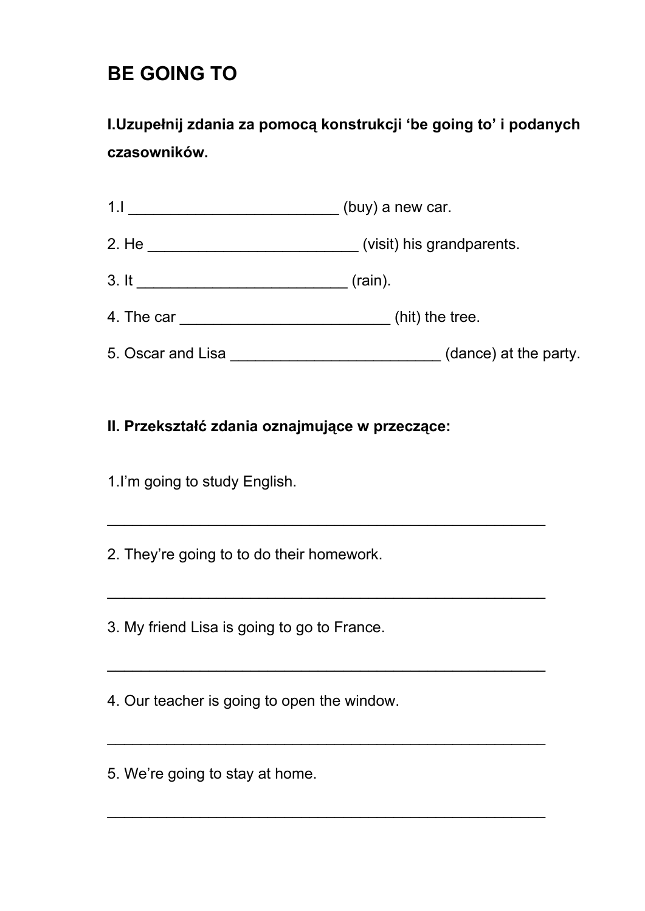# BE GOING TO

**I.Uzupełnij zdania za pomocą konstrukcji 'be going to' i podanych czasowników.**

1.I ________________________ (buy) a new car.

2. He ________________________ (visit) his grandparents.

3. It ________________________ (rain).

4. The car ________________________ (hit) the tree.

5. Oscar and Lisa ________________________ (dance) at the party.

**II. Przekształć zdania oznajmujące w przeczące:**

1.I'm going to study English.

____________________________________________________

2. They're going to to do their homework.

____________________________________________________

3. My friend Lisa is going to go to France.

____________________________________________________

4. Our teacher is going to open the window.

____________________________________________________

5. We're going to stay at home.

____________________________________________________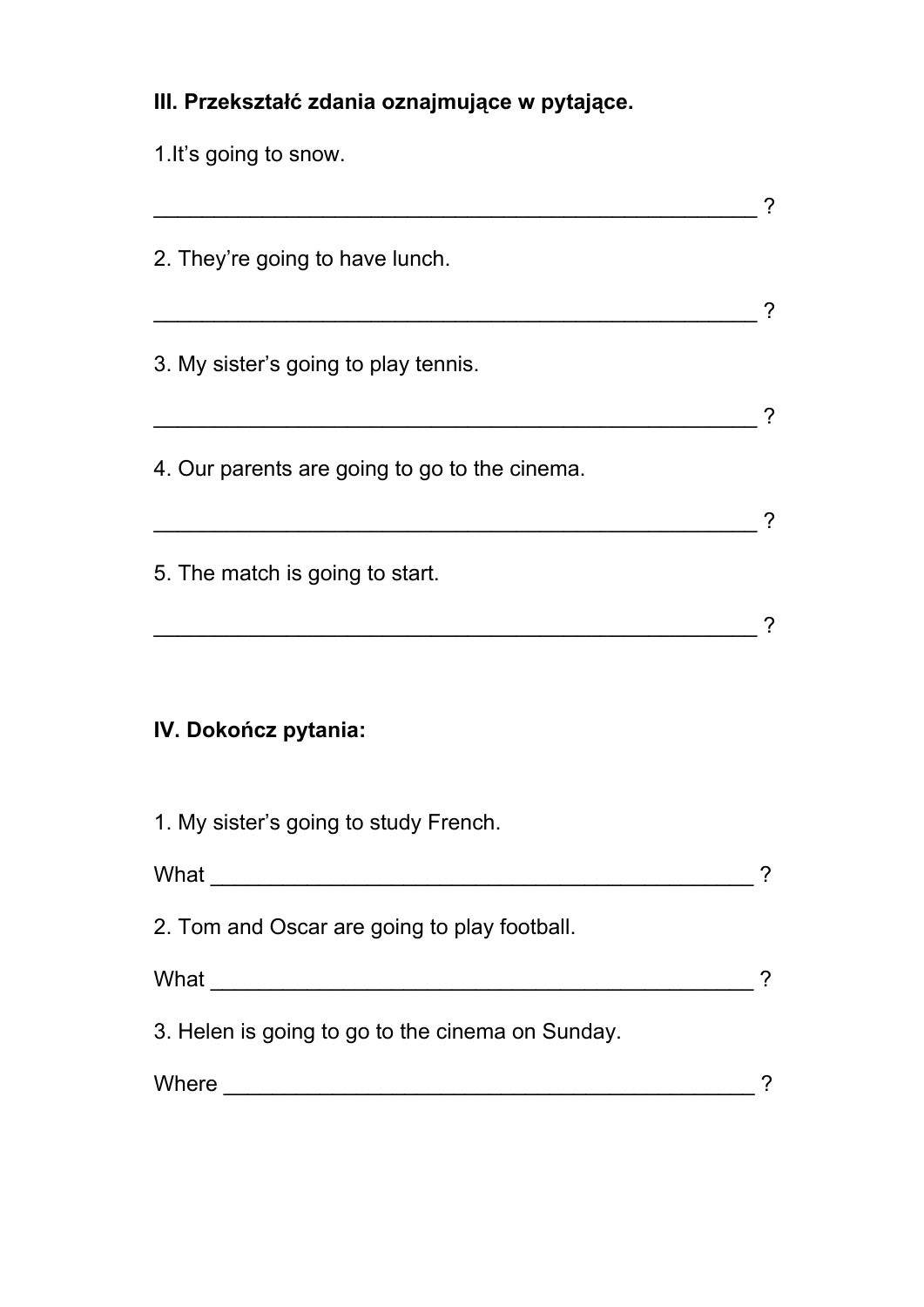**III. Przekształć zdania oznajmujące w pytające.**

1.It's going to snow.

__________________________________________________ ?

2. They're going to have lunch.

__________________________________________________ ?

3. My sister's going to play tennis.

__________________________________________________ ?

4. Our parents are going to go to the cinema.

__________________________________________________ ?

5. The match is going to start.

__________________________________________________ ?

**IV. Dokończ pytania:**

1. My sister's going to study French.

What ____________________________________________ ?

2. Tom and Oscar are going to play football.

What ____________________________________________ ?

3. Helen is going to go to the cinema on Sunday.

Where ___________________________________________ ?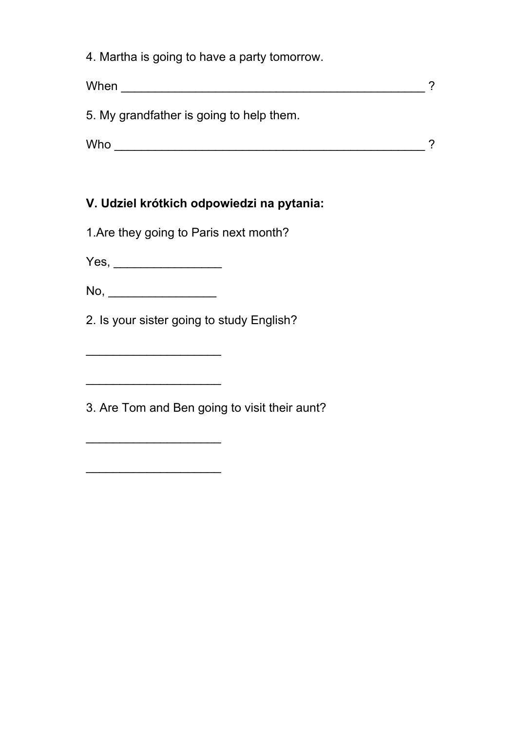4. Martha is going to have a party tomorrow.

When _______________________________________________ ?

5. My grandfather is going to help them.

Who ________________________________________________ ?

**V. Udziel krótkich odpowiedzi na pytania:**

1.Are they going to Paris next month?

Yes, ________________

No, ________________

2. Is your sister going to study English?

____________________

____________________

3. Are Tom and Ben going to visit their aunt?

____________________

____________________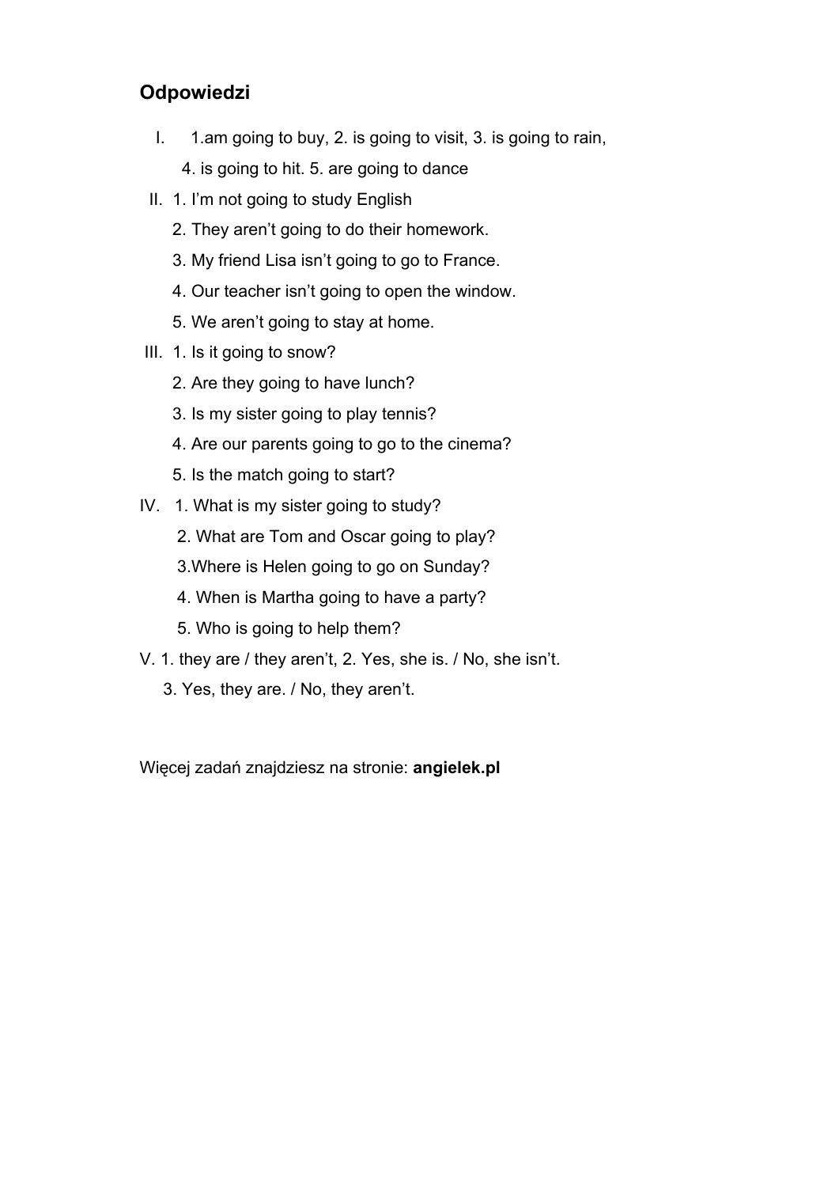## Odpowiedzi

I. 1.am going to buy, 2. is going to visit, 3. is going to rain, 4. is going to hit. 5. are going to dance

II. 1. I'm not going to study English
   2. They aren't going to do their homework.
   3. My friend Lisa isn't going to go to France.
   4. Our teacher isn't going to open the window.
   5. We aren't going to stay at home.

III. 1. Is it going to snow?
   2. Are they going to have lunch?
   3. Is my sister going to play tennis?
   4. Are our parents going to go to the cinema?
   5. Is the match going to start?

IV. 1. What is my sister going to study?
   2. What are Tom and Oscar going to play?
   3.Where is Helen going to go on Sunday?
   4. When is Martha going to have a party?
   5. Who is going to help them?

V. 1. they are / they aren't, 2. Yes, she is. / No, she isn't.
   3. Yes, they are. / No, they aren't.

Więcej zadań znajdziesz na stronie: **angielek.pl**